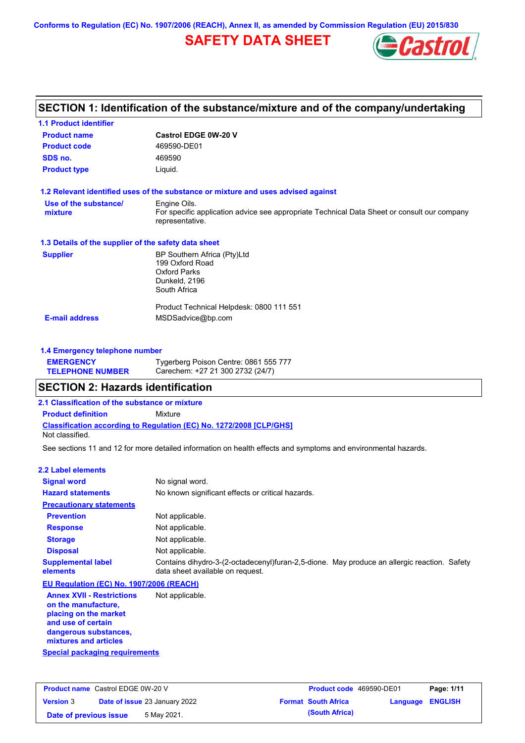Conforms to Regulation (EC) No. 1907/2006 (REACH), Annex II, as amended by Commission Regulation (EU) 2015/830

# SAFETY DATA SHEET

## SECTION 1: Identification of the substance/mixture and of the company/undertaking

### 1.1 Product identifier

| | |
|---|---|
| **Product name** | **Castrol EDGE 0W-20 V** |
| **Product code** | 469590-DE01 |
| **SDS no.** | 469590 |
| **Product type** | Liquid. |

### 1.2 Relevant identified uses of the substance or mixture and uses advised against

| | |
|---|---|
| **Use of the substance/ mixture** | Engine Oils. For specific application advice see appropriate Technical Data Sheet or consult our company representative. |

### 1.3 Details of the supplier of the safety data sheet

**Supplier**

BP Southern Africa (Pty)Ltd
199 Oxford Road
Oxford Parks
Dunkeld, 2196
South Africa

Product Technical Helpdesk: 0800 111 551

**E-mail address** MSDSadvice@bp.com

### 1.4 Emergency telephone number

**EMERGENCY TELEPHONE NUMBER**
Tygerberg Poison Centre: 0861 555 777
Carechem: +27 21 300 2732 (24/7)

## SECTION 2: Hazards identification

### 2.1 Classification of the substance or mixture

**Product definition** Mixture

**Classification according to Regulation (EC) No. 1272/2008 [CLP/GHS]**

Not classified.

See sections 11 and 12 for more detailed information on health effects and symptoms and environmental hazards.

### 2.2 Label elements

| | |
|---|---|
| **Signal word** | No signal word. |
| **Hazard statements** | No known significant effects or critical hazards. |
| **Precautionary statements** | |
| **Prevention** | Not applicable. |
| **Response** | Not applicable. |
| **Storage** | Not applicable. |
| **Disposal** | Not applicable. |
| **Supplemental label elements** | Contains dihydro-3-(2-octadecenyl)furan-2,5-dione. May produce an allergic reaction. Safety data sheet available on request. |

**EU Regulation (EC) No. 1907/2006 (REACH)**

| | |
|---|---|
| **Annex XVII - Restrictions on the manufacture, placing on the market and use of certain dangerous substances, mixtures and articles** | Not applicable. |

**Special packaging requirements**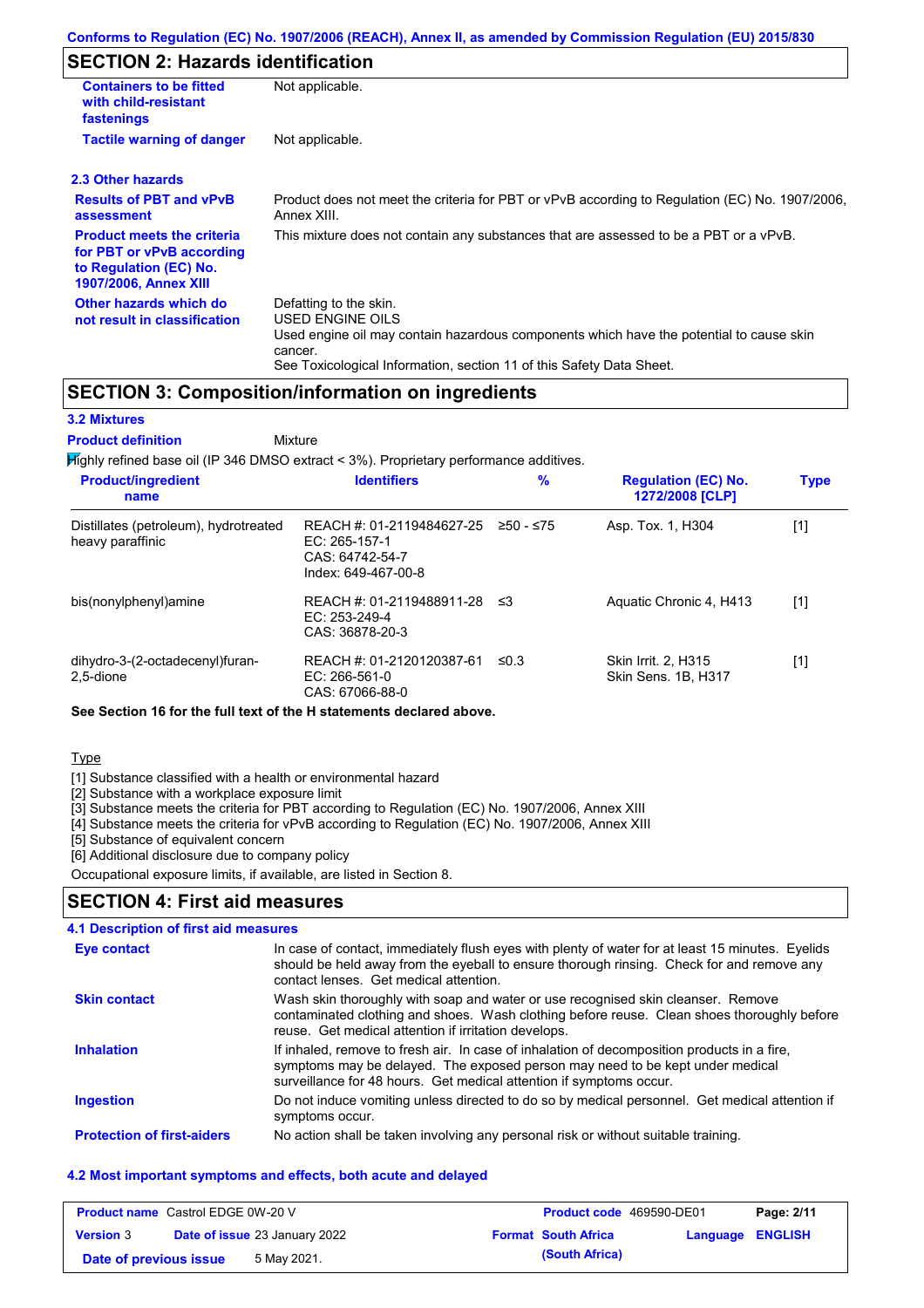## SECTION 2: Hazards identification

| | |
|---|---|
| **Containers to be fitted with child-resistant fastenings** | Not applicable. |
| **Tactile warning of danger** | Not applicable. |

### 2.3 Other hazards

| | |
|---|---|
| **Results of PBT and vPvB assessment** | Product does not meet the criteria for PBT or vPvB according to Regulation (EC) No. 1907/2006, Annex XIII. |
| **Product meets the criteria for PBT or vPvB according to Regulation (EC) No. 1907/2006, Annex XIII** | This mixture does not contain any substances that are assessed to be a PBT or a vPvB. |
| **Other hazards which do not result in classification** | Defatting to the skin.<br>USED ENGINE OILS<br>Used engine oil may contain hazardous components which have the potential to cause skin cancer.<br>See Toxicological Information, section 11 of this Safety Data Sheet. |

## SECTION 3: Composition/information on ingredients

### 3.2 Mixtures

**Product definition** Mixture

Highly refined base oil (IP 346 DMSO extract < 3%). Proprietary performance additives.

| Product/ingredient name | Identifiers | % | Regulation (EC) No. 1272/2008 [CLP] | Type |
|---|---|---|---|---|
| Distillates (petroleum), hydrotreated heavy paraffinic | REACH #: 01-2119484627-25<br>EC: 265-157-1<br>CAS: 64742-54-7<br>Index: 649-467-00-8 | ≥50 - ≤75 | Asp. Tox. 1, H304 | [1] |
| bis(nonylphenyl)amine | REACH #: 01-2119488911-28<br>EC: 253-249-4<br>CAS: 36878-20-3 | ≤3 | Aquatic Chronic 4, H413 | [1] |
| dihydro-3-(2-octadecenyl)furan-2,5-dione | REACH #: 01-2120120387-61<br>EC: 266-561-0<br>CAS: 67066-88-0 | ≤0.3 | Skin Irrit. 2, H315<br>Skin Sens. 1B, H317 | [1] |

**See Section 16 for the full text of the H statements declared above.**

Type

[1] Substance classified with a health or environmental hazard
[2] Substance with a workplace exposure limit
[3] Substance meets the criteria for PBT according to Regulation (EC) No. 1907/2006, Annex XIII
[4] Substance meets the criteria for vPvB according to Regulation (EC) No. 1907/2006, Annex XIII
[5] Substance of equivalent concern
[6] Additional disclosure due to company policy

Occupational exposure limits, if available, are listed in Section 8.

## SECTION 4: First aid measures

### 4.1 Description of first aid measures

| | |
|---|---|
| **Eye contact** | In case of contact, immediately flush eyes with plenty of water for at least 15 minutes. Eyelids should be held away from the eyeball to ensure thorough rinsing. Check for and remove any contact lenses. Get medical attention. |
| **Skin contact** | Wash skin thoroughly with soap and water or use recognised skin cleanser. Remove contaminated clothing and shoes. Wash clothing before reuse. Clean shoes thoroughly before reuse. Get medical attention if irritation develops. |
| **Inhalation** | If inhaled, remove to fresh air. In case of inhalation of decomposition products in a fire, symptoms may be delayed. The exposed person may need to be kept under medical surveillance for 48 hours. Get medical attention if symptoms occur. |
| **Ingestion** | Do not induce vomiting unless directed to do so by medical personnel. Get medical attention if symptoms occur. |
| **Protection of first-aiders** | No action shall be taken involving any personal risk or without suitable training. |

### 4.2 Most important symptoms and effects, both acute and delayed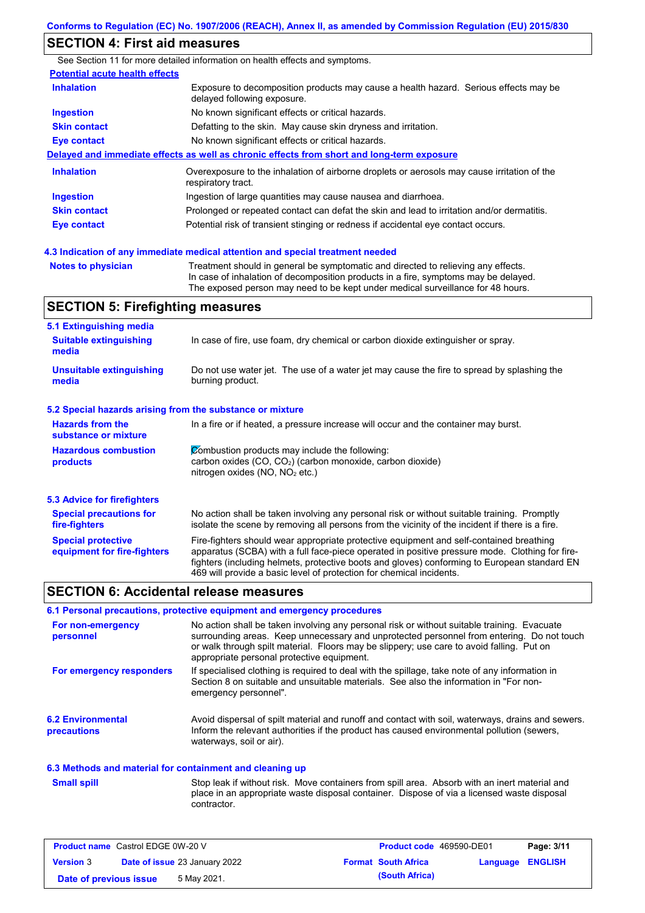## SECTION 4: First aid measures

See Section 11 for more detailed information on health effects and symptoms.

**Potential acute health effects**

| | |
|---|---|
| **Inhalation** | Exposure to decomposition products may cause a health hazard. Serious effects may be delayed following exposure. |
| **Ingestion** | No known significant effects or critical hazards. |
| **Skin contact** | Defatting to the skin. May cause skin dryness and irritation. |
| **Eye contact** | No known significant effects or critical hazards. |

**Delayed and immediate effects as well as chronic effects from short and long-term exposure**

| | |
|---|---|
| **Inhalation** | Overexposure to the inhalation of airborne droplets or aerosols may cause irritation of the respiratory tract. |
| **Ingestion** | Ingestion of large quantities may cause nausea and diarrhoea. |
| **Skin contact** | Prolonged or repeated contact can defat the skin and lead to irritation and/or dermatitis. |
| **Eye contact** | Potential risk of transient stinging or redness if accidental eye contact occurs. |

### 4.3 Indication of any immediate medical attention and special treatment needed

| | |
|---|---|
| **Notes to physician** | Treatment should in general be symptomatic and directed to relieving any effects. In case of inhalation of decomposition products in a fire, symptoms may be delayed. The exposed person may need to be kept under medical surveillance for 48 hours. |

## SECTION 5: Firefighting measures

### 5.1 Extinguishing media

| | |
|---|---|
| **Suitable extinguishing media** | In case of fire, use foam, dry chemical or carbon dioxide extinguisher or spray. |
| **Unsuitable extinguishing media** | Do not use water jet. The use of a water jet may cause the fire to spread by splashing the burning product. |

### 5.2 Special hazards arising from the substance or mixture

| | |
|---|---|
| **Hazards from the substance or mixture** | In a fire or if heated, a pressure increase will occur and the container may burst. |
| **Hazardous combustion products** | Combustion products may include the following: carbon oxides (CO, $CO_2$) (carbon monoxide, carbon dioxide) nitrogen oxides (NO, $NO_2$ etc.) |

### 5.3 Advice for firefighters

| | |
|---|---|
| **Special precautions for fire-fighters** | No action shall be taken involving any personal risk or without suitable training. Promptly isolate the scene by removing all persons from the vicinity of the incident if there is a fire. |
| **Special protective equipment for fire-fighters** | Fire-fighters should wear appropriate protective equipment and self-contained breathing apparatus (SCBA) with a full face-piece operated in positive pressure mode. Clothing for fire-fighters (including helmets, protective boots and gloves) conforming to European standard EN 469 will provide a basic level of protection for chemical incidents. |

## SECTION 6: Accidental release measures

### 6.1 Personal precautions, protective equipment and emergency procedures

| | |
|---|---|
| **For non-emergency personnel** | No action shall be taken involving any personal risk or without suitable training. Evacuate surrounding areas. Keep unnecessary and unprotected personnel from entering. Do not touch or walk through spilt material. Floors may be slippery; use care to avoid falling. Put on appropriate personal protective equipment. |
| **For emergency responders** | If specialised clothing is required to deal with the spillage, take note of any information in Section 8 on suitable and unsuitable materials. See also the information in "For non-emergency personnel". |

| | |
|---|---|
| **6.2 Environmental precautions** | Avoid dispersal of spilt material and runoff and contact with soil, waterways, drains and sewers. Inform the relevant authorities if the product has caused environmental pollution (sewers, waterways, soil or air). |

### 6.3 Methods and material for containment and cleaning up

| | |
|---|---|
| **Small spill** | Stop leak if without risk. Move containers from spill area. Absorb with an inert material and place in an appropriate waste disposal container. Dispose of via a licensed waste disposal contractor. |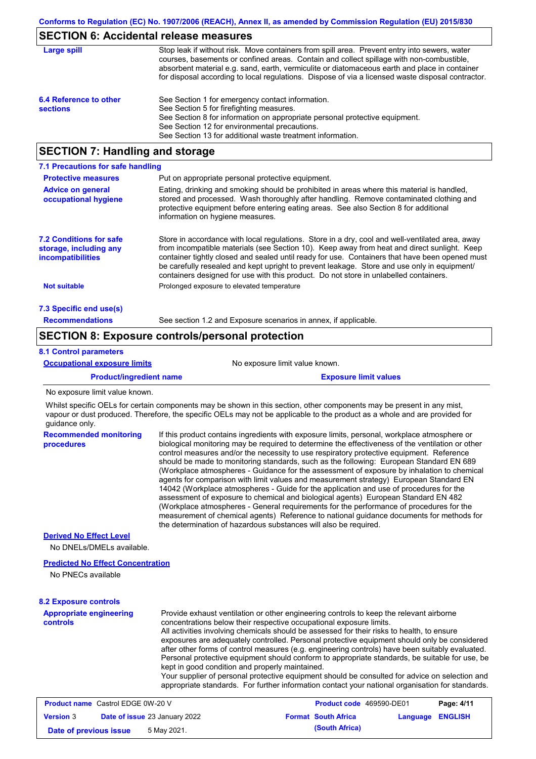## SECTION 6: Accidental release measures

**Large spill**

Stop leak if without risk. Move containers from spill area. Prevent entry into sewers, water courses, basements or confined areas. Contain and collect spillage with non-combustible, absorbent material e.g. sand, earth, vermiculite or diatomaceous earth and place in container for disposal according to local regulations. Dispose of via a licensed waste disposal contractor.

**6.4 Reference to other sections**

See Section 1 for emergency contact information.
See Section 5 for firefighting measures.
See Section 8 for information on appropriate personal protective equipment.
See Section 12 for environmental precautions.
See Section 13 for additional waste treatment information.

## SECTION 7: Handling and storage

### 7.1 Precautions for safe handling

**Protective measures**

Put on appropriate personal protective equipment.

**Advice on general occupational hygiene**

Eating, drinking and smoking should be prohibited in areas where this material is handled, stored and processed. Wash thoroughly after handling. Remove contaminated clothing and protective equipment before entering eating areas. See also Section 8 for additional information on hygiene measures.

**7.2 Conditions for safe storage, including any incompatibilities**

Store in accordance with local regulations. Store in a dry, cool and well-ventilated area, away from incompatible materials (see Section 10). Keep away from heat and direct sunlight. Keep container tightly closed and sealed until ready for use. Containers that have been opened must be carefully resealed and kept upright to prevent leakage. Store and use only in equipment/ containers designed for use with this product. Do not store in unlabelled containers.

**Not suitable**

Prolonged exposure to elevated temperature

### 7.3 Specific end use(s)

**Recommendations**

See section 1.2 and Exposure scenarios in annex, if applicable.

## SECTION 8: Exposure controls/personal protection

### 8.1 Control parameters

**Occupational exposure limits**

No exposure limit value known.

| Product/ingredient name | Exposure limit values |
|---|---|
| No exposure limit value known. | |

Whilst specific OELs for certain components may be shown in this section, other components may be present in any mist, vapour or dust produced. Therefore, the specific OELs may not be applicable to the product as a whole and are provided for guidance only.

**Recommended monitoring procedures**

If this product contains ingredients with exposure limits, personal, workplace atmosphere or biological monitoring may be required to determine the effectiveness of the ventilation or other control measures and/or the necessity to use respiratory protective equipment. Reference should be made to monitoring standards, such as the following: European Standard EN 689 (Workplace atmospheres - Guidance for the assessment of exposure by inhalation to chemical agents for comparison with limit values and measurement strategy) European Standard EN 14042 (Workplace atmospheres - Guide for the application and use of procedures for the assessment of exposure to chemical and biological agents) European Standard EN 482 (Workplace atmospheres - General requirements for the performance of procedures for the measurement of chemical agents) Reference to national guidance documents for methods for the determination of hazardous substances will also be required.

**Derived No Effect Level**

No DNELs/DMELs available.

**Predicted No Effect Concentration**

No PNECs available

### 8.2 Exposure controls

**Appropriate engineering controls**

Provide exhaust ventilation or other engineering controls to keep the relevant airborne concentrations below their respective occupational exposure limits.
All activities involving chemicals should be assessed for their risks to health, to ensure exposures are adequately controlled. Personal protective equipment should only be considered after other forms of control measures (e.g. engineering controls) have been suitably evaluated. Personal protective equipment should conform to appropriate standards, be suitable for use, be kept in good condition and properly maintained.
Your supplier of personal protective equipment should be consulted for advice on selection and appropriate standards. For further information contact your national organisation for standards.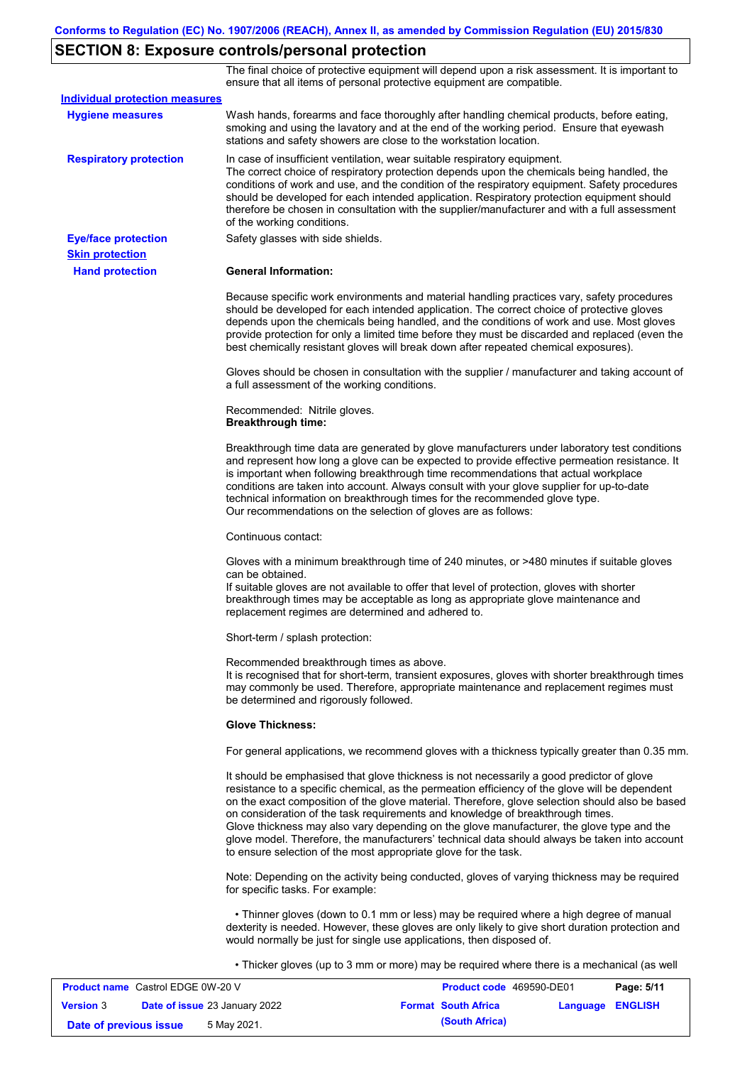## SECTION 8: Exposure controls/personal protection

The final choice of protective equipment will depend upon a risk assessment. It is important to ensure that all items of personal protective equipment are compatible.

**Individual protection measures**

**Hygiene measures**

Wash hands, forearms and face thoroughly after handling chemical products, before eating, smoking and using the lavatory and at the end of the working period. Ensure that eyewash stations and safety showers are close to the workstation location.

**Respiratory protection**

In case of insufficient ventilation, wear suitable respiratory equipment.
The correct choice of respiratory protection depends upon the chemicals being handled, the conditions of work and use, and the condition of the respiratory equipment. Safety procedures should be developed for each intended application. Respiratory protection equipment should therefore be chosen in consultation with the supplier/manufacturer and with a full assessment of the working conditions.

**Eye/face protection**

Safety glasses with side shields.

**Skin protection**

**Hand protection**

**General Information:**

Because specific work environments and material handling practices vary, safety procedures should be developed for each intended application. The correct choice of protective gloves depends upon the chemicals being handled, and the conditions of work and use. Most gloves provide protection for only a limited time before they must be discarded and replaced (even the best chemically resistant gloves will break down after repeated chemical exposures).

Gloves should be chosen in consultation with the supplier / manufacturer and taking account of a full assessment of the working conditions.

Recommended: Nitrile gloves.
**Breakthrough time:**

Breakthrough time data are generated by glove manufacturers under laboratory test conditions and represent how long a glove can be expected to provide effective permeation resistance. It is important when following breakthrough time recommendations that actual workplace conditions are taken into account. Always consult with your glove supplier for up-to-date technical information on breakthrough times for the recommended glove type.
Our recommendations on the selection of gloves are as follows:

Continuous contact:

Gloves with a minimum breakthrough time of 240 minutes, or >480 minutes if suitable gloves can be obtained.
If suitable gloves are not available to offer that level of protection, gloves with shorter breakthrough times may be acceptable as long as appropriate glove maintenance and replacement regimes are determined and adhered to.

Short-term / splash protection:

Recommended breakthrough times as above.
It is recognised that for short-term, transient exposures, gloves with shorter breakthrough times may commonly be used. Therefore, appropriate maintenance and replacement regimes must be determined and rigorously followed.

**Glove Thickness:**

For general applications, we recommend gloves with a thickness typically greater than 0.35 mm.

It should be emphasised that glove thickness is not necessarily a good predictor of glove resistance to a specific chemical, as the permeation efficiency of the glove will be dependent on the exact composition of the glove material. Therefore, glove selection should also be based on consideration of the task requirements and knowledge of breakthrough times.
Glove thickness may also vary depending on the glove manufacturer, the glove type and the glove model. Therefore, the manufacturers' technical data should always be taken into account to ensure selection of the most appropriate glove for the task.

Note: Depending on the activity being conducted, gloves of varying thickness may be required for specific tasks. For example:

- Thinner gloves (down to 0.1 mm or less) may be required where a high degree of manual dexterity is needed. However, these gloves are only likely to give short duration protection and would normally be just for single use applications, then disposed of.

- Thicker gloves (up to 3 mm or more) may be required where there is a mechanical (as well

| **Product name** Castrol EDGE 0W-20 V | **Product code** 469590-DE01 | **Page: 5/11** |
|---|---|---|
| **Version** 3 **Date of issue** 23 January 2022 | **Format South Africa (South Africa)** | **Language ENGLISH** |
| **Date of previous issue** 5 May 2021. | | |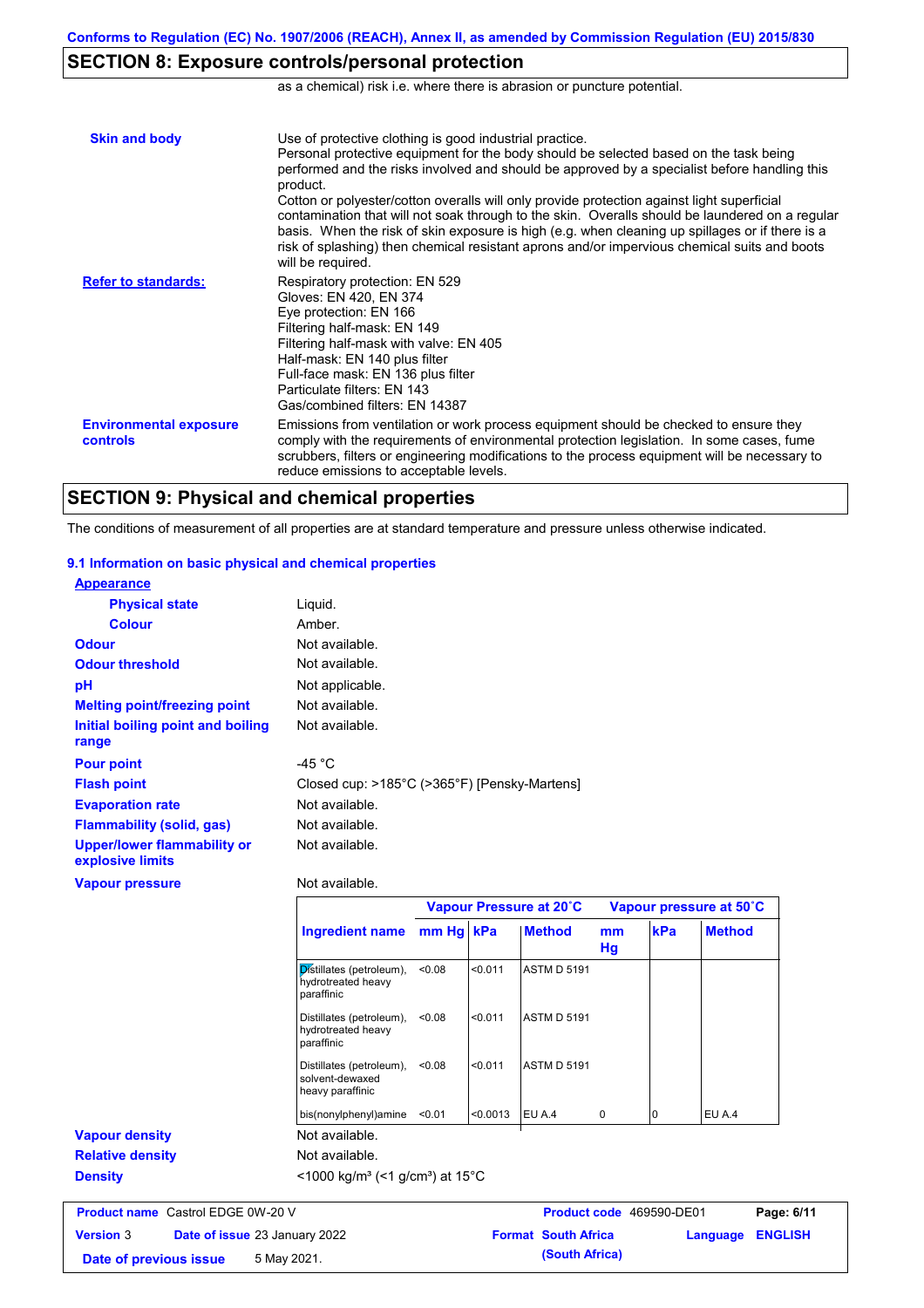## SECTION 8: Exposure controls/personal protection

as a chemical) risk i.e. where there is abrasion or puncture potential.

**Skin and body**

Use of protective clothing is good industrial practice.
Personal protective equipment for the body should be selected based on the task being performed and the risks involved and should be approved by a specialist before handling this product.
Cotton or polyester/cotton overalls will only provide protection against light superficial contamination that will not soak through to the skin. Overalls should be laundered on a regular basis. When the risk of skin exposure is high (e.g. when cleaning up spillages or if there is a risk of splashing) then chemical resistant aprons and/or impervious chemical suits and boots will be required.

**Refer to standards:**

Respiratory protection: EN 529
Gloves: EN 420, EN 374
Eye protection: EN 166
Filtering half-mask: EN 149
Filtering half-mask with valve: EN 405
Half-mask: EN 140 plus filter
Full-face mask: EN 136 plus filter
Particulate filters: EN 143
Gas/combined filters: EN 14387

**Environmental exposure controls**

Emissions from ventilation or work process equipment should be checked to ensure they comply with the requirements of environmental protection legislation. In some cases, fume scrubbers, filters or engineering modifications to the process equipment will be necessary to reduce emissions to acceptable levels.

## SECTION 9: Physical and chemical properties

The conditions of measurement of all properties are at standard temperature and pressure unless otherwise indicated.

### 9.1 Information on basic physical and chemical properties

**Appearance**

| | |
|---|---|
| **Physical state** | Liquid. |
| **Colour** | Amber. |
| **Odour** | Not available. |
| **Odour threshold** | Not available. |
| **pH** | Not applicable. |
| **Melting point/freezing point** | Not available. |
| **Initial boiling point and boiling range** | Not available. |
| **Pour point** | -45 °C |
| **Flash point** | Closed cup: >185°C (>365°F) [Pensky-Martens] |
| **Evaporation rate** | Not available. |
| **Flammability (solid, gas)** | Not available. |
| **Upper/lower flammability or explosive limits** | Not available. |
| **Vapour pressure** | Not available. |

| | Vapour Pressure at 20˚C | | | Vapour pressure at 50˚C | | |
|---|---|---|---|---|---|---|
| **Ingredient name** | **mm Hg** | **kPa** | **Method** | **mm Hg** | **kPa** | **Method** |
| Distillates (petroleum), hydrotreated heavy paraffinic | <0.08 | <0.011 | ASTM D 5191 | | | |
| Distillates (petroleum), hydrotreated heavy paraffinic | <0.08 | <0.011 | ASTM D 5191 | | | |
| Distillates (petroleum), solvent-dewaxed heavy paraffinic | <0.08 | <0.011 | ASTM D 5191 | | | |
| bis(nonylphenyl)amine | <0.01 | <0.0013 | EU A.4 | 0 | 0 | EU A.4 |

| | |
|---|---|
| **Vapour density** | Not available. |
| **Relative density** | Not available. |
| **Density** | <1000 kg/m³ (<1 g/cm³) at 15°C |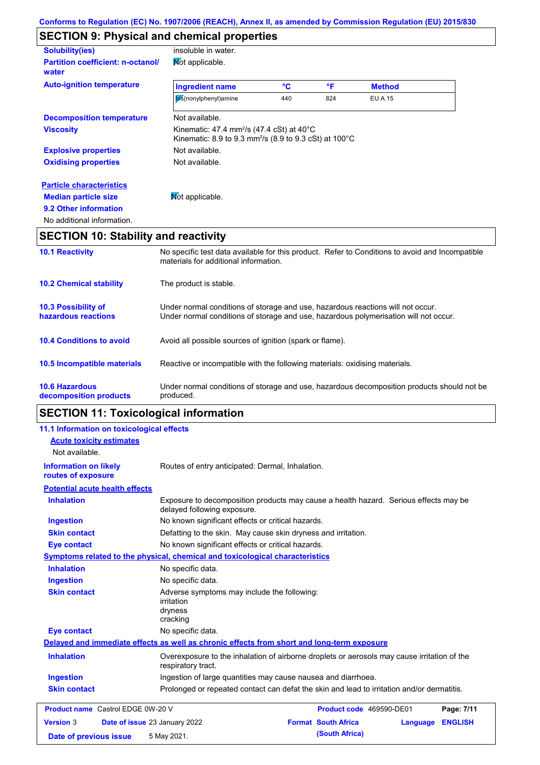Conforms to Regulation (EC) No. 1907/2006 (REACH), Annex II, as amended by Commission Regulation (EU) 2015/830

## SECTION 9: Physical and chemical properties

**Solubility(ies)** insoluble in water.

**Partition coefficient: n-octanol/water** Not applicable.

**Auto-ignition temperature**

| Ingredient name | °C | °F | Method |
|---|---|---|---|
| bis(nonylphenyl)amine | 440 | 824 | EU A.15 |

**Decomposition temperature** Not available.

**Viscosity** Kinematic: 47.4 $mm^2/s$ (47.4 cSt) at 40°C
Kinematic: 8.9 to 9.3 $mm^2/s$ (8.9 to 9.3 cSt) at 100°C

**Explosive properties** Not available.

**Oxidising properties** Not available.

**Particle characteristics**

**Median particle size** Not applicable.

**9.2 Other information**

No additional information.

## SECTION 10: Stability and reactivity

**10.1 Reactivity** No specific test data available for this product. Refer to Conditions to avoid and Incompatible materials for additional information.

**10.2 Chemical stability** The product is stable.

**10.3 Possibility of hazardous reactions** Under normal conditions of storage and use, hazardous reactions will not occur.
Under normal conditions of storage and use, hazardous polymerisation will not occur.

**10.4 Conditions to avoid** Avoid all possible sources of ignition (spark or flame).

**10.5 Incompatible materials** Reactive or incompatible with the following materials: oxidising materials.

**10.6 Hazardous decomposition products** Under normal conditions of storage and use, hazardous decomposition products should not be produced.

## SECTION 11: Toxicological information

**11.1 Information on toxicological effects**

**Acute toxicity estimates**

Not available.

**Information on likely routes of exposure** Routes of entry anticipated: Dermal, Inhalation.

**Potential acute health effects**

**Inhalation** Exposure to decomposition products may cause a health hazard. Serious effects may be delayed following exposure.

**Ingestion** No known significant effects or critical hazards.

**Skin contact** Defatting to the skin. May cause skin dryness and irritation.

**Eye contact** No known significant effects or critical hazards.

**Symptoms related to the physical, chemical and toxicological characteristics**

**Inhalation** No specific data.

**Ingestion** No specific data.

**Skin contact** Adverse symptoms may include the following:
irritation
dryness
cracking

**Eye contact** No specific data.

**Delayed and immediate effects as well as chronic effects from short and long-term exposure**

**Inhalation** Overexposure to the inhalation of airborne droplets or aerosols may cause irritation of the respiratory tract.

**Ingestion** Ingestion of large quantities may cause nausea and diarrhoea.

**Skin contact** Prolonged or repeated contact can defat the skin and lead to irritation and/or dermatitis.

| Product name Castrol EDGE 0W-20 V | | Product code 469590-DE01 | Page: 7/11 |
|---|---|---|---|
| Version 3 | Date of issue 23 January 2022 | Format South Africa (South Africa) | Language ENGLISH |
| Date of previous issue | 5 May 2021. | | |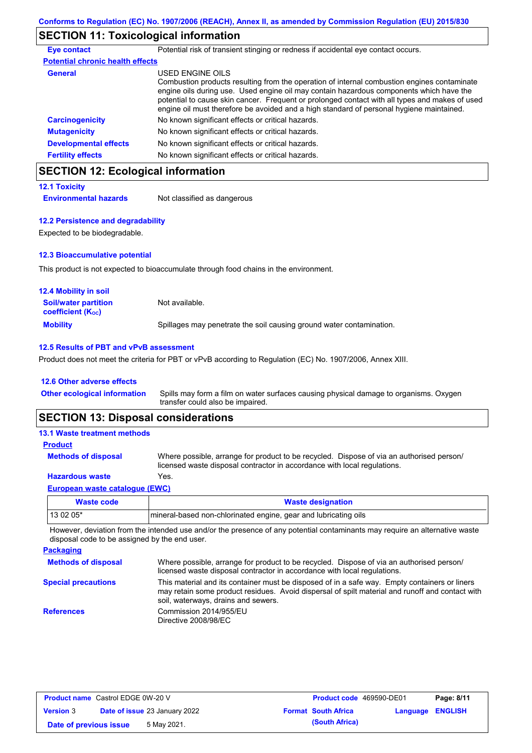## SECTION 11: Toxicological information

**Eye contact** Potential risk of transient stinging or redness if accidental eye contact occurs.

**Potential chronic health effects**

**General** USED ENGINE OILS
Combustion products resulting from the operation of internal combustion engines contaminate engine oils during use. Used engine oil may contain hazardous components which have the potential to cause skin cancer. Frequent or prolonged contact with all types and makes of used engine oil must therefore be avoided and a high standard of personal hygiene maintained.

**Carcinogenicity** No known significant effects or critical hazards.

**Mutagenicity** No known significant effects or critical hazards.

**Developmental effects** No known significant effects or critical hazards.

**Fertility effects** No known significant effects or critical hazards.

## SECTION 12: Ecological information

### 12.1 Toxicity

**Environmental hazards** Not classified as dangerous

### 12.2 Persistence and degradability

Expected to be biodegradable.

### 12.3 Bioaccumulative potential

This product is not expected to bioaccumulate through food chains in the environment.

### 12.4 Mobility in soil

**Soil/water partition coefficient ($K_{OC}$)** Not available.

**Mobility** Spillages may penetrate the soil causing ground water contamination.

### 12.5 Results of PBT and vPvB assessment

Product does not meet the criteria for PBT or vPvB according to Regulation (EC) No. 1907/2006, Annex XIII.

### 12.6 Other adverse effects

**Other ecological information** Spills may form a film on water surfaces causing physical damage to organisms. Oxygen transfer could also be impaired.

## SECTION 13: Disposal considerations

### 13.1 Waste treatment methods

**Product**

**Methods of disposal** Where possible, arrange for product to be recycled. Dispose of via an authorised person/ licensed waste disposal contractor in accordance with local regulations.

**Hazardous waste** Yes.

**European waste catalogue (EWC)**

| Waste code | Waste designation |
|---|---|
| 13 02 05* | mineral-based non-chlorinated engine, gear and lubricating oils |

However, deviation from the intended use and/or the presence of any potential contaminants may require an alternative waste disposal code to be assigned by the end user.

**Packaging**

**Methods of disposal** Where possible, arrange for product to be recycled. Dispose of via an authorised person/ licensed waste disposal contractor in accordance with local regulations.

**Special precautions** This material and its container must be disposed of in a safe way. Empty containers or liners may retain some product residues. Avoid dispersal of spilt material and runoff and contact with soil, waterways, drains and sewers.

**References** Commission 2014/955/EU
Directive 2008/98/EC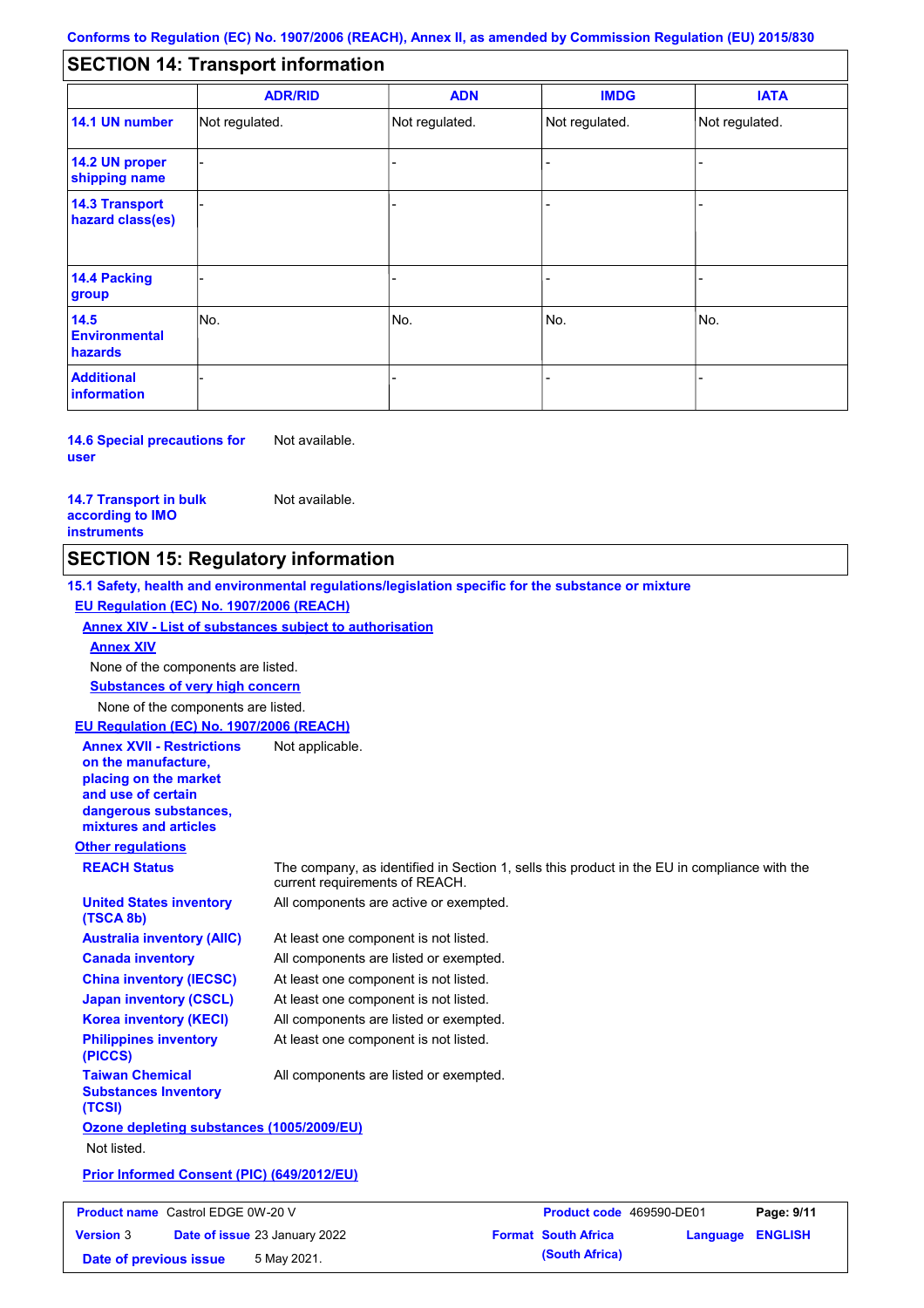## SECTION 14: Transport information

| | ADR/RID | ADN | IMDG | IATA |
|---|---|---|---|---|
| **14.1 UN number** | Not regulated. | Not regulated. | Not regulated. | Not regulated. |
| **14.2 UN proper shipping name** | - | - | - | - |
| **14.3 Transport hazard class(es)** | - | - | - | - |
| **14.4 Packing group** | - | - | - | - |
| **14.5 Environmental hazards** | No. | No. | No. | No. |
| **Additional information** | - | - | - | - |

**14.6 Special precautions for user** Not available.

**14.7 Transport in bulk according to IMO instruments** Not available.

## SECTION 15: Regulatory information

**15.1 Safety, health and environmental regulations/legislation specific for the substance or mixture**

**EU Regulation (EC) No. 1907/2006 (REACH)**

**Annex XIV - List of substances subject to authorisation**

**Annex XIV**

None of the components are listed.

**Substances of very high concern**

None of the components are listed.

**EU Regulation (EC) No. 1907/2006 (REACH)**

**Annex XVII - Restrictions on the manufacture, placing on the market and use of certain dangerous substances, mixtures and articles** Not applicable.

**Other regulations**

**REACH Status** The company, as identified in Section 1, sells this product in the EU in compliance with the current requirements of REACH.

**United States inventory (TSCA 8b)** All components are active or exempted.

**Australia inventory (AIIC)** At least one component is not listed.

**Canada inventory** All components are listed or exempted.

**China inventory (IECSC)** At least one component is not listed.

**Japan inventory (CSCL)** At least one component is not listed.

**Korea inventory (KECI)** All components are listed or exempted.

**Philippines inventory (PICCS)** At least one component is not listed.

**Taiwan Chemical Substances Inventory (TCSI)** All components are listed or exempted.

**Ozone depleting substances (1005/2009/EU)**

Not listed.

**Prior Informed Consent (PIC) (649/2012/EU)**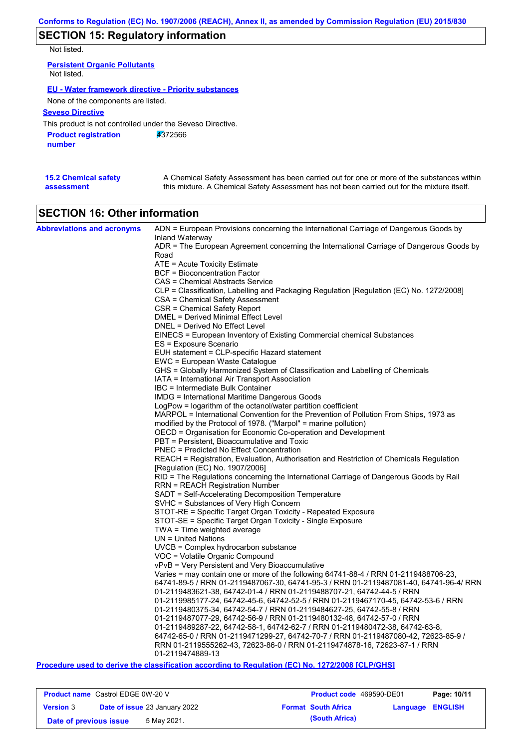## SECTION 15: Regulatory information

Not listed.

**Persistent Organic Pollutants**

Not listed.

**EU - Water framework directive - Priority substances**

None of the components are listed.

**Seveso Directive**

This product is not controlled under the Seveso Directive.

**Product registration number** 4372566

**15.2 Chemical safety assessment** A Chemical Safety Assessment has been carried out for one or more of the substances within this mixture. A Chemical Safety Assessment has not been carried out for the mixture itself.

## SECTION 16: Other information

**Abbreviations and acronyms**

ADN = European Provisions concerning the International Carriage of Dangerous Goods by Inland Waterway
ADR = The European Agreement concerning the International Carriage of Dangerous Goods by Road
ATE = Acute Toxicity Estimate
BCF = Bioconcentration Factor
CAS = Chemical Abstracts Service
CLP = Classification, Labelling and Packaging Regulation [Regulation (EC) No. 1272/2008]
CSA = Chemical Safety Assessment
CSR = Chemical Safety Report
DMEL = Derived Minimal Effect Level
DNEL = Derived No Effect Level
EINECS = European Inventory of Existing Commercial chemical Substances
ES = Exposure Scenario
EUH statement = CLP-specific Hazard statement
EWC = European Waste Catalogue
GHS = Globally Harmonized System of Classification and Labelling of Chemicals
IATA = International Air Transport Association
IBC = Intermediate Bulk Container
IMDG = International Maritime Dangerous Goods
LogPow = logarithm of the octanol/water partition coefficient
MARPOL = International Convention for the Prevention of Pollution From Ships, 1973 as modified by the Protocol of 1978. ("Marpol" = marine pollution)
OECD = Organisation for Economic Co-operation and Development
PBT = Persistent, Bioaccumulative and Toxic
PNEC = Predicted No Effect Concentration
REACH = Registration, Evaluation, Authorisation and Restriction of Chemicals Regulation [Regulation (EC) No. 1907/2006]
RID = The Regulations concerning the International Carriage of Dangerous Goods by Rail
RRN = REACH Registration Number
SADT = Self-Accelerating Decomposition Temperature
SVHC = Substances of Very High Concern
STOT-RE = Specific Target Organ Toxicity - Repeated Exposure
STOT-SE = Specific Target Organ Toxicity - Single Exposure
TWA = Time weighted average
UN = United Nations
UVCB = Complex hydrocarbon substance
VOC = Volatile Organic Compound
vPvB = Very Persistent and Very Bioaccumulative
Varies = may contain one or more of the following 64741-88-4 / RRN 01-2119488706-23, 64741-89-5 / RRN 01-2119487067-30, 64741-95-3 / RRN 01-2119487081-40, 64741-96-4/ RRN 01-2119483621-38, 64742-01-4 / RRN 01-2119488707-21, 64742-44-5 / RRN 01-2119985177-24, 64742-45-6, 64742-52-5 / RRN 01-2119467170-45, 64742-53-6 / RRN 01-2119480375-34, 64742-54-7 / RRN 01-2119484627-25, 64742-55-8 / RRN 01-2119487077-29, 64742-56-9 / RRN 01-2119480132-48, 64742-57-0 / RRN 01-2119489287-22, 64742-58-1, 64742-62-7 / RRN 01-2119480472-38, 64742-63-8, 64742-65-0 / RRN 01-2119471299-27, 64742-70-7 / RRN 01-2119487080-42, 72623-85-9 / RRN 01-2119555262-43, 72623-86-0 / RRN 01-2119474878-16, 72623-87-1 / RRN 01-2119474889-13

**Procedure used to derive the classification according to Regulation (EC) No. 1272/2008 [CLP/GHS]**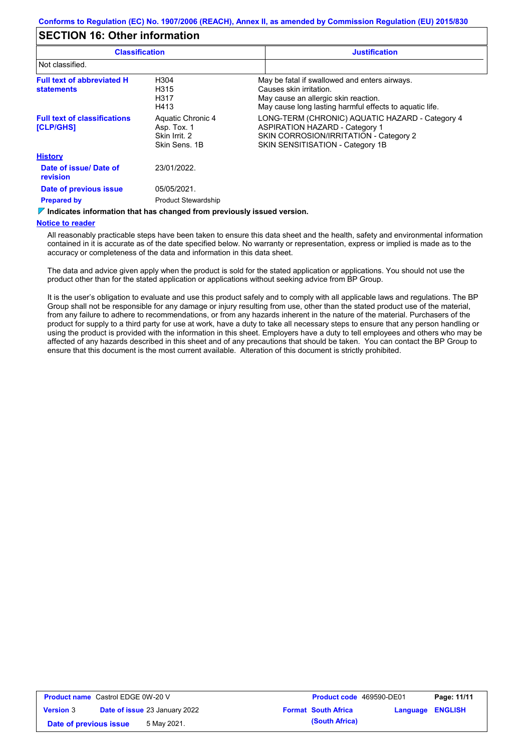## SECTION 16: Other information

| Classification | Justification |
|---|---|
| Not classified. | |

| | | |
|---|---|---|
| **Full text of abbreviated H statements** | H304<br>H315<br>H317<br>H413 | May be fatal if swallowed and enters airways.<br>Causes skin irritation.<br>May cause an allergic skin reaction.<br>May cause long lasting harmful effects to aquatic life. |
| **Full text of classifications [CLP/GHS]** | Aquatic Chronic 4<br>Asp. Tox. 1<br>Skin Irrit. 2<br>Skin Sens. 1B | LONG-TERM (CHRONIC) AQUATIC HAZARD - Category 4<br>ASPIRATION HAZARD - Category 1<br>SKIN CORROSION/IRRITATION - Category 2<br>SKIN SENSITISATION - Category 1B |

**History**

| | |
|---|---|
| **Date of issue/ Date of revision** | 23/01/2022. |
| **Date of previous issue** | 05/05/2021. |
| **Prepared by** | Product Stewardship |

**Indicates information that has changed from previously issued version.**

**Notice to reader**

All reasonably practicable steps have been taken to ensure this data sheet and the health, safety and environmental information contained in it is accurate as of the date specified below. No warranty or representation, express or implied is made as to the accuracy or completeness of the data and information in this data sheet.

The data and advice given apply when the product is sold for the stated application or applications. You should not use the product other than for the stated application or applications without seeking advice from BP Group.

It is the user's obligation to evaluate and use this product safely and to comply with all applicable laws and regulations. The BP Group shall not be responsible for any damage or injury resulting from use, other than the stated product use of the material, from any failure to adhere to recommendations, or from any hazards inherent in the nature of the material. Purchasers of the product for supply to a third party for use at work, have a duty to take all necessary steps to ensure that any person handling or using the product is provided with the information in this sheet. Employers have a duty to tell employees and others who may be affected of any hazards described in this sheet and of any precautions that should be taken. You can contact the BP Group to ensure that this document is the most current available. Alteration of this document is strictly prohibited.